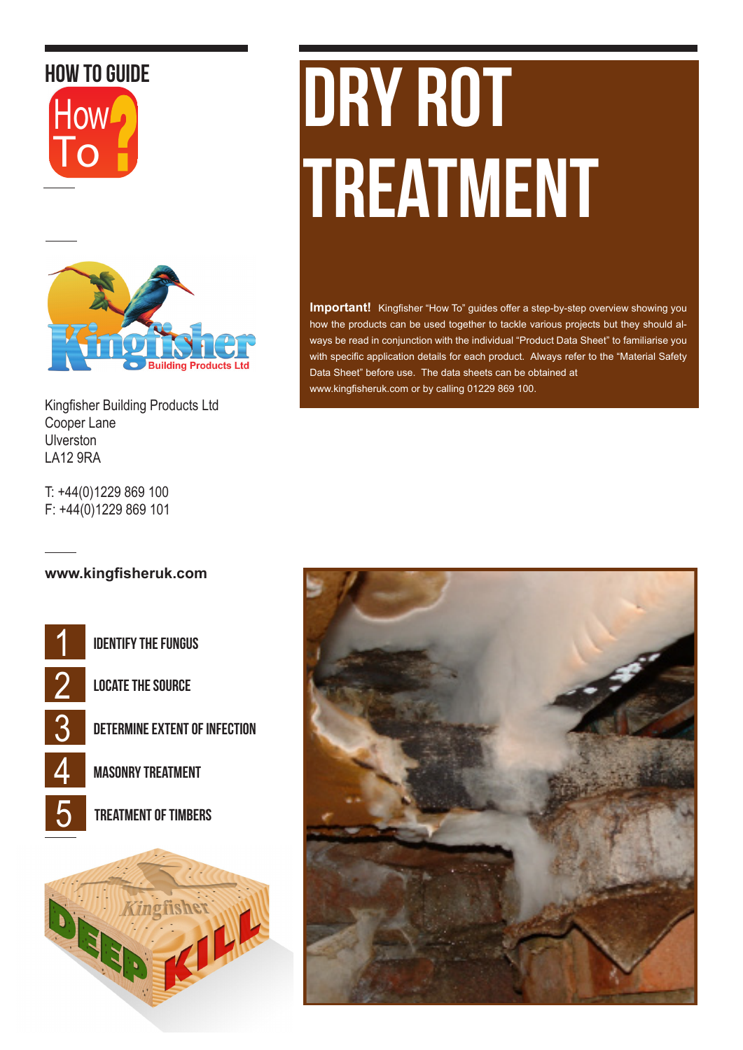HOW TO GUIDE

# DRY ROT TREATMENT

**Important!** Kingfisher "How To" guides offer a step-by-step overview showing you how the products can be used together to tackle various projects but they should always be read in conjunction with the individual "Product Data Sheet" to familiarise you with specific application details for each product. Always refer to the "Material Safety Data Sheet" before use. The data sheets can be obtained at www.kingfisheruk.com or by calling 01229 869 100.

Kingfisher Building Products Ltd
Cooper Lane
Ulverston
LA12 9RA

T: +44(0)1229 869 100
F: +44(0)1229 869 101

**www.kingfisheruk.com**

1. IDENTIFY THE FUNGUS
2. LOCATE THE SOURCE
3. DETERMINE EXTENT OF INFECTION
4. MASONRY TREATMENT
5. TREATMENT OF TIMBERS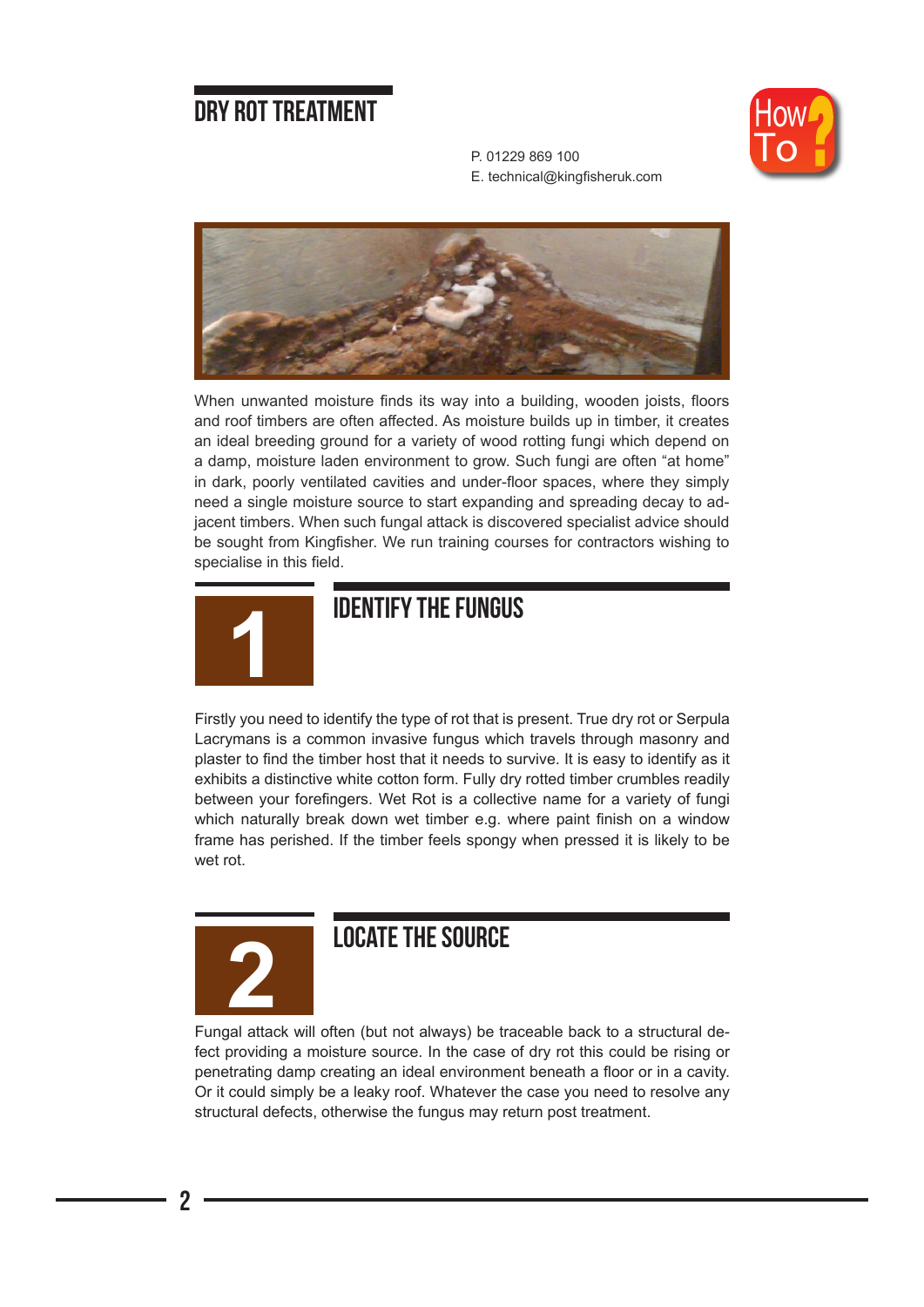# DRY ROT TREATMENT

P. 01229 869 100
E. technical@kingfisheruk.com

When unwanted moisture finds its way into a building, wooden joists, floors and roof timbers are often affected. As moisture builds up in timber, it creates an ideal breeding ground for a variety of wood rotting fungi which depend on a damp, moisture laden environment to grow. Such fungi are often "at home" in dark, poorly ventilated cavities and under-floor spaces, where they simply need a single moisture source to start expanding and spreading decay to adjacent timbers. When such fungal attack is discovered specialist advice should be sought from Kingfisher. We run training courses for contractors wishing to specialise in this field.

## 1 IDENTIFY THE FUNGUS

Firstly you need to identify the type of rot that is present. True dry rot or Serpula Lacrymans is a common invasive fungus which travels through masonry and plaster to find the timber host that it needs to survive. It is easy to identify as it exhibits a distinctive white cotton form. Fully dry rotted timber crumbles readily between your forefingers. Wet Rot is a collective name for a variety of fungi which naturally break down wet timber e.g. where paint finish on a window frame has perished. If the timber feels spongy when pressed it is likely to be wet rot.

## 2 LOCATE THE SOURCE

Fungal attack will often (but not always) be traceable back to a structural defect providing a moisture source. In the case of dry rot this could be rising or penetrating damp creating an ideal environment beneath a floor or in a cavity. Or it could simply be a leaky roof. Whatever the case you need to resolve any structural defects, otherwise the fungus may return post treatment.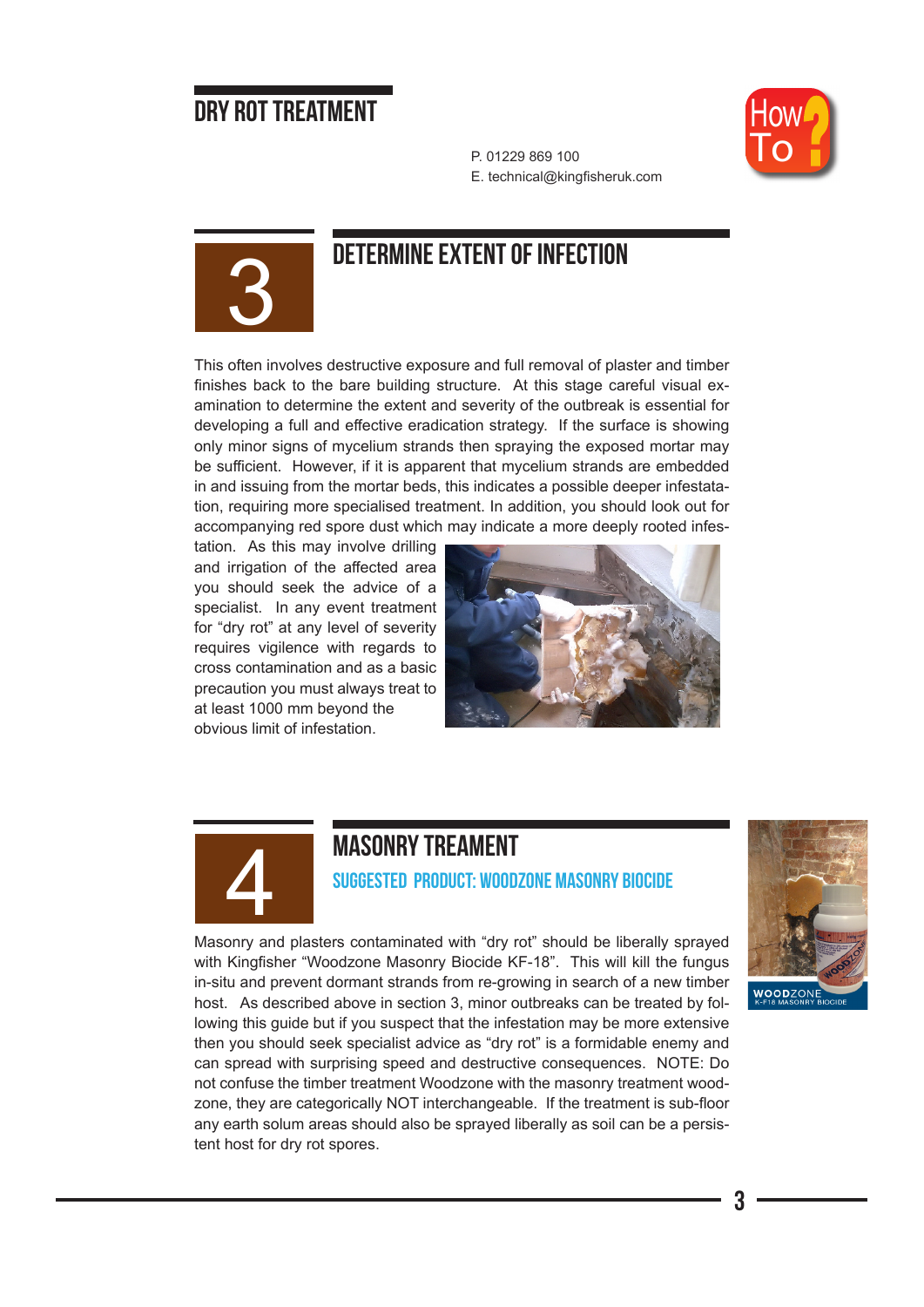## 3 DETERMINE EXTENT OF INFECTION

This often involves destructive exposure and full removal of plaster and timber finishes back to the bare building structure. At this stage careful visual examination to determine the extent and severity of the outbreak is essential for developing a full and effective eradication strategy. If the surface is showing only minor signs of mycelium strands then spraying the exposed mortar may be sufficient. However, if it is apparent that mycelium strands are embedded in and issuing from the mortar beds, this indicates a possible deeper infestatation, requiring more specialised treatment. In addition, you should look out for accompanying red spore dust which may indicate a more deeply rooted infestation. As this may involve drilling and irrigation of the affected area you should seek the advice of a specialist. In any event treatment for "dry rot" at any level of severity requires vigilence with regards to cross contamination and as a basic precaution you must always treat to at least 1000 mm beyond the obvious limit of infestation.

## 4 MASONRY TREAMENT

### SUGGESTED PRODUCT: WOODZONE MASONRY BIOCIDE

Masonry and plasters contaminated with "dry rot" should be liberally sprayed with Kingfisher "Woodzone Masonry Biocide KF-18". This will kill the fungus in-situ and prevent dormant strands from re-growing in search of a new timber host. As described above in section 3, minor outbreaks can be treated by following this guide but if you suspect that the infestation may be more extensive then you should seek specialist advice as "dry rot" is a formidable enemy and can spread with surprising speed and destructive consequences. NOTE: Do not confuse the timber treatment Woodzone with the masonry treatment woodzone, they are categorically NOT interchangeable. If the treatment is sub-floor any earth solum areas should also be sprayed liberally as soil can be a persistent host for dry rot spores.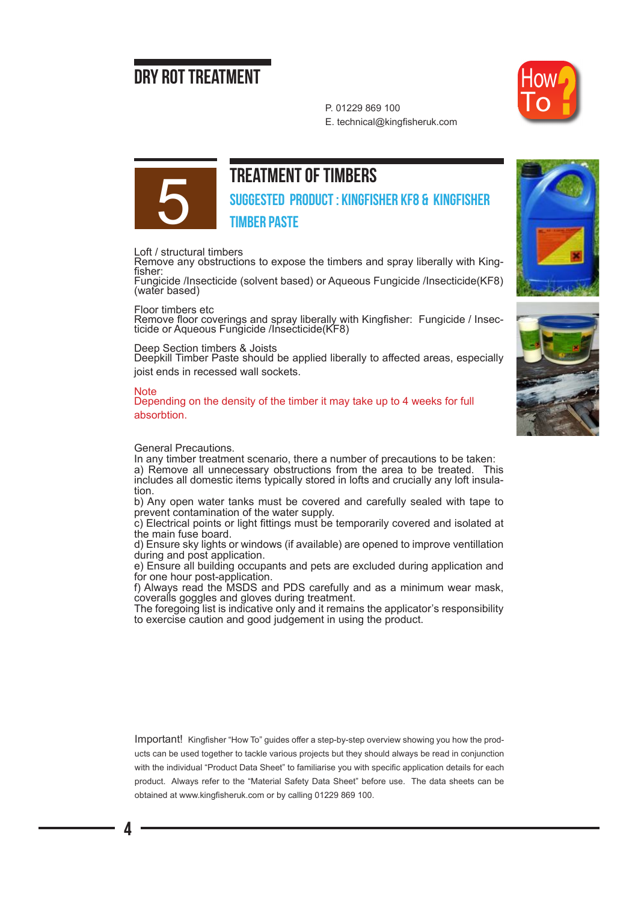# DRY ROT TREATMENT

P. 01229 869 100
E. technical@kingfisheruk.com

## 5 TREATMENT OF TIMBERS

### SUGGESTED PRODUCT : KINGFISHER KF8 & KINGFISHER TIMBER PASTE

Loft / structural timbers
Remove any obstructions to expose the timbers and spray liberally with Kingfisher:
Fungicide /Insecticide (solvent based) or Aqueous Fungicide /Insecticide(KF8) (water based)

Floor timbers etc
Remove floor coverings and spray liberally with Kingfisher: Fungicide / Insecticide or Aqueous Fungicide /Insecticide(KF8)

Deep Section timbers & Joists
Deepkill Timber Paste should be applied liberally to affected areas, especially joist ends in recessed wall sockets.

Note
Depending on the density of the timber it may take up to 4 weeks for full absorbtion.

General Precautions.
In any timber treatment scenario, there a number of precautions to be taken:
a) Remove all unnecessary obstructions from the area to be treated. This includes all domestic items typically stored in lofts and crucially any loft insulation.
b) Any open water tanks must be covered and carefully sealed with tape to prevent contamination of the water supply.
c) Electrical points or light fittings must be temporarily covered and isolated at the main fuse board.
d) Ensure sky lights or windows (if available) are opened to improve ventillation during and post application.
e) Ensure all building occupants and pets are excluded during application and for one hour post-application.
f) Always read the MSDS and PDS carefully and as a minimum wear mask, coveralls goggles and gloves during treatment.
The foregoing list is indicative only and it remains the applicator's responsibility to exercise caution and good judgement in using the product.

Important! Kingfisher "How To" guides offer a step-by-step overview showing you how the products can be used together to tackle various projects but they should always be read in conjunction with the individual "Product Data Sheet" to familiarise you with specific application details for each product. Always refer to the "Material Safety Data Sheet" before use. The data sheets can be obtained at www.kingfisheruk.com or by calling 01229 869 100.